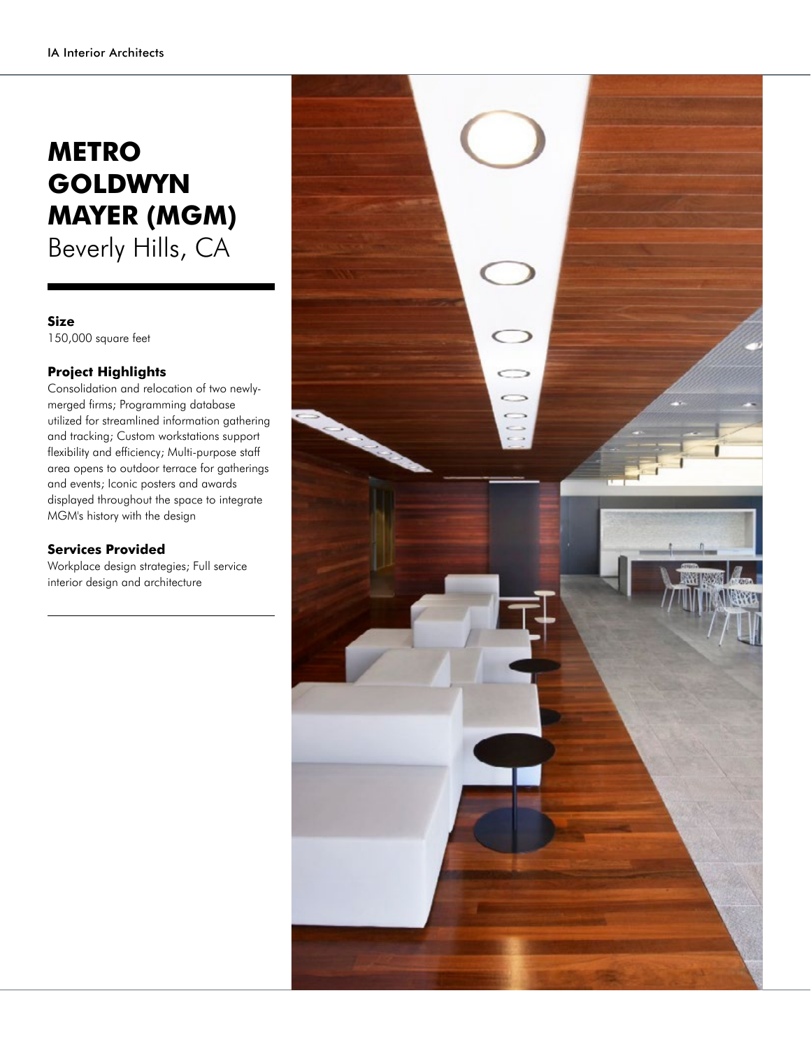# METRO GOLDWYN MAYER (MGM)

Beverly Hills, CA

**Size**

150,000 square feet

**Project Highlights**

Consolidation and relocation of two newly-merged firms; Programming database utilized for streamlined information gathering and tracking; Custom workstations support flexibility and efficiency; Multi-purpose staff area opens to outdoor terrace for gatherings and events; Iconic posters and awards displayed throughout the space to integrate MGM's history with the design

**Services Provided**

Workplace design strategies; Full service interior design and architecture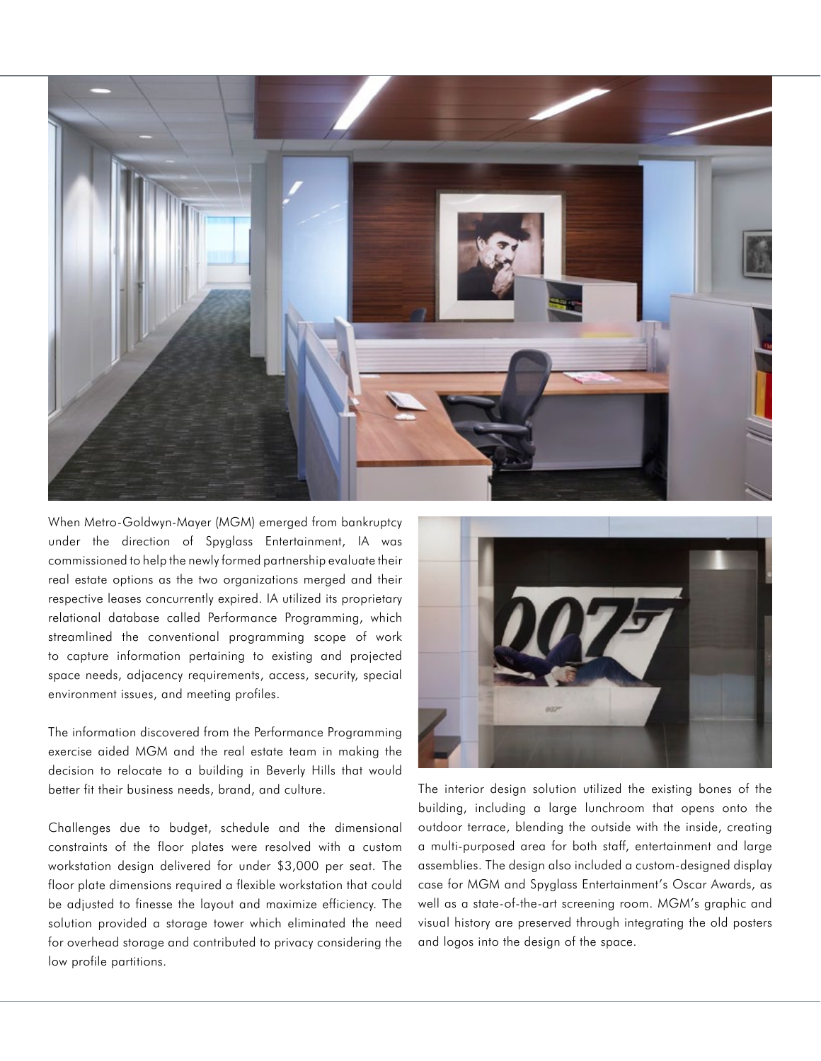When Metro-Goldwyn-Mayer (MGM) emerged from bankruptcy under the direction of Spyglass Entertainment, IA was commissioned to help the newly formed partnership evaluate their real estate options as the two organizations merged and their respective leases concurrently expired. IA utilized its proprietary relational database called Performance Programming, which streamlined the conventional programming scope of work to capture information pertaining to existing and projected space needs, adjacency requirements, access, security, special environment issues, and meeting profiles.

The information discovered from the Performance Programming exercise aided MGM and the real estate team in making the decision to relocate to a building in Beverly Hills that would better fit their business needs, brand, and culture.

Challenges due to budget, schedule and the dimensional constraints of the floor plates were resolved with a custom workstation design delivered for under $3,000 per seat. The floor plate dimensions required a flexible workstation that could be adjusted to finesse the layout and maximize efficiency. The solution provided a storage tower which eliminated the need for overhead storage and contributed to privacy considering the low profile partitions.

The interior design solution utilized the existing bones of the building, including a large lunchroom that opens onto the outdoor terrace, blending the outside with the inside, creating a multi-purposed area for both staff, entertainment and large assemblies. The design also included a custom-designed display case for MGM and Spyglass Entertainment's Oscar Awards, as well as a state-of-the-art screening room. MGM's graphic and visual history are preserved through integrating the old posters and logos into the design of the space.